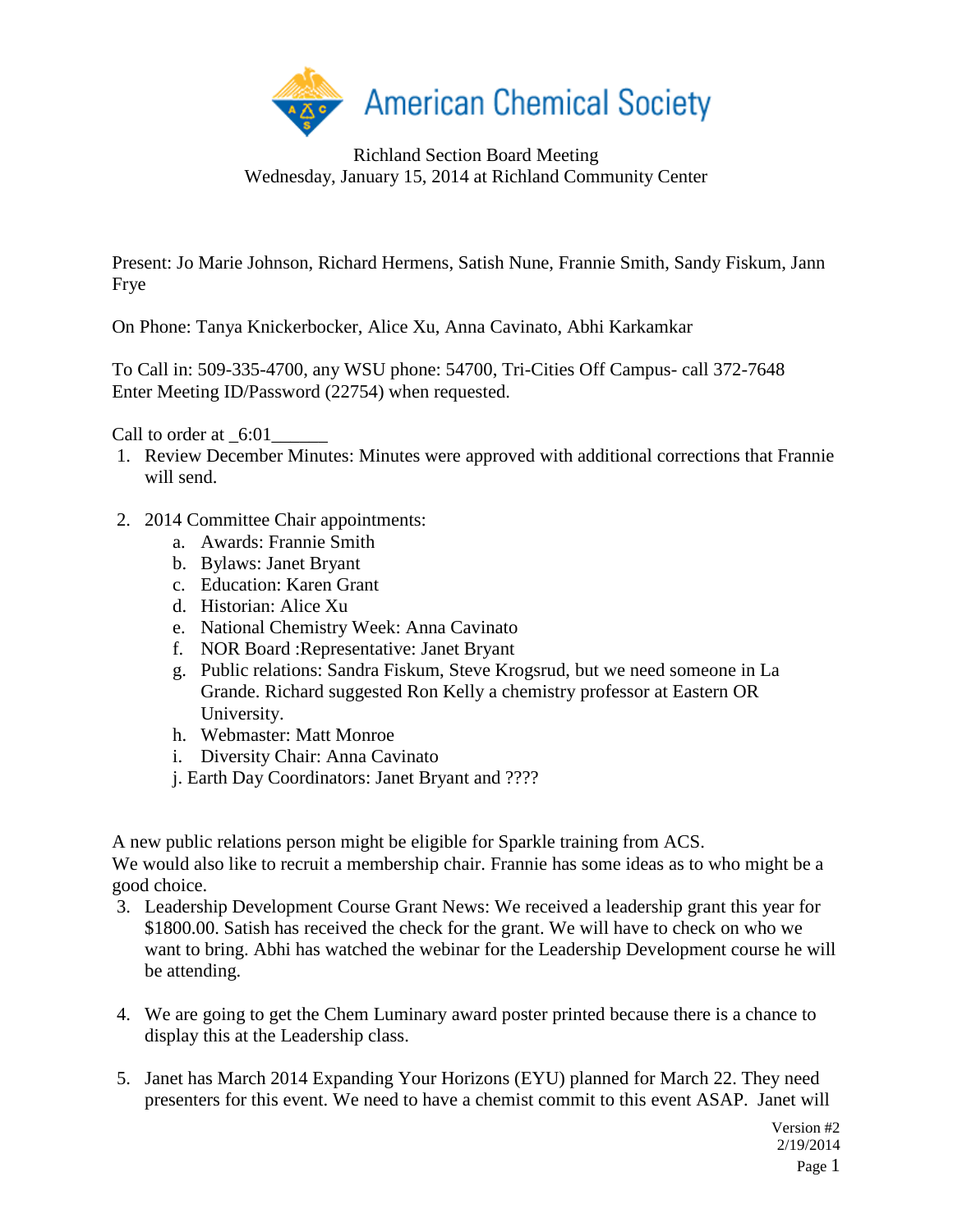American Chemical Society

Richland Section Board Meeting
Wednesday, January 15, 2014 at Richland Community Center

Present: Jo Marie Johnson, Richard Hermens, Satish Nune, Frannie Smith, Sandy Fiskum, Jann Frye

On Phone: Tanya Knickerbocker, Alice Xu, Anna Cavinato, Abhi Karkamkar

To Call in: 509-335-4700, any WSU phone: 54700, Tri-Cities Off Campus- call 372-7648
Enter Meeting ID/Password (22754) when requested.

Call to order at _6:01______

1. Review December Minutes: Minutes were approved with additional corrections that Frannie will send.

2. 2014 Committee Chair appointments:
   a. Awards: Frannie Smith
   b. Bylaws: Janet Bryant
   c. Education: Karen Grant
   d. Historian: Alice Xu
   e. National Chemistry Week: Anna Cavinato
   f. NOR Board :Representative: Janet Bryant
   g. Public relations: Sandra Fiskum, Steve Krogsrud, but we need someone in La Grande. Richard suggested Ron Kelly a chemistry professor at Eastern OR University.
   h. Webmaster: Matt Monroe
   i. Diversity Chair: Anna Cavinato
   j. Earth Day Coordinators: Janet Bryant and ????

A new public relations person might be eligible for Sparkle training from ACS.
We would also like to recruit a membership chair. Frannie has some ideas as to who might be a good choice.

3. Leadership Development Course Grant News: We received a leadership grant this year for $1800.00. Satish has received the check for the grant. We will have to check on who we want to bring. Abhi has watched the webinar for the Leadership Development course he will be attending.

4. We are going to get the Chem Luminary award poster printed because there is a chance to display this at the Leadership class.

5. Janet has March 2014 Expanding Your Horizons (EYU) planned for March 22. They need presenters for this event. We need to have a chemist commit to this event ASAP. Janet will

Version #2
2/19/2014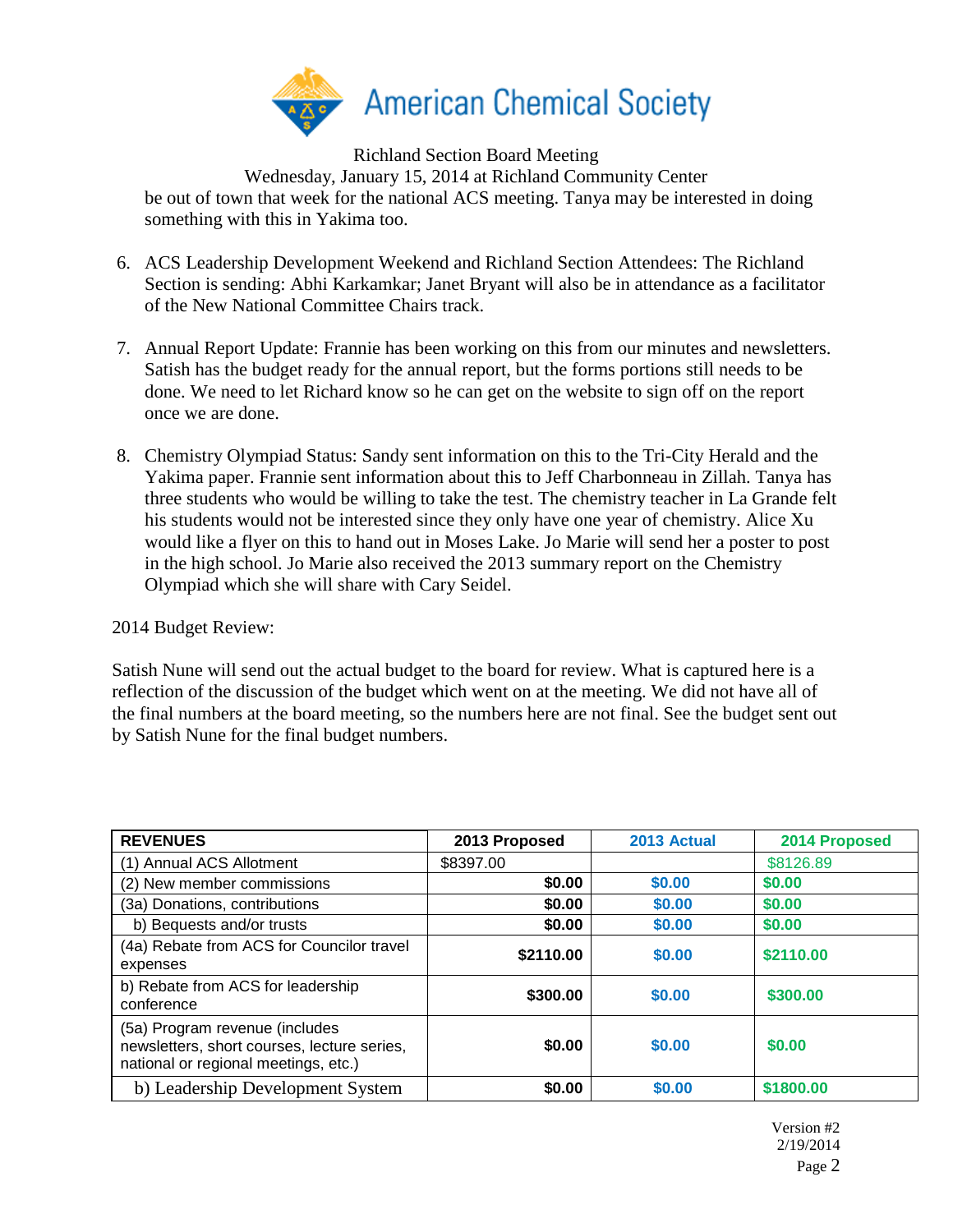be out of town that week for the national ACS meeting. Tanya may be interested in doing something with this in Yakima too.

6. ACS Leadership Development Weekend and Richland Section Attendees: The Richland Section is sending: Abhi Karkamkar; Janet Bryant will also be in attendance as a facilitator of the New National Committee Chairs track.

7. Annual Report Update: Frannie has been working on this from our minutes and newsletters. Satish has the budget ready for the annual report, but the forms portions still needs to be done. We need to let Richard know so he can get on the website to sign off on the report once we are done.

8. Chemistry Olympiad Status: Sandy sent information on this to the Tri-City Herald and the Yakima paper. Frannie sent information about this to Jeff Charbonneau in Zillah. Tanya has three students who would be willing to take the test. The chemistry teacher in La Grande felt his students would not be interested since they only have one year of chemistry. Alice Xu would like a flyer on this to hand out in Moses Lake. Jo Marie will send her a poster to post in the high school. Jo Marie also received the 2013 summary report on the Chemistry Olympiad which she will share with Cary Seidel.

2014 Budget Review:

Satish Nune will send out the actual budget to the board for review. What is captured here is a reflection of the discussion of the budget which went on at the meeting. We did not have all of the final numbers at the board meeting, so the numbers here are not final. See the budget sent out by Satish Nune for the final budget numbers.

| **REVENUES** | **2013 Proposed** | **2013 Actual** | **2014 Proposed** |
|---|---|---|---|
| (1) Annual ACS Allotment | $8397.00 | | $8126.89 |
| (2) New member commissions | **$0.00** | **$0.00** | **$0.00** |
| (3a) Donations, contributions | **$0.00** | **$0.00** | **$0.00** |
| b) Bequests and/or trusts | **$0.00** | **$0.00** | **$0.00** |
| (4a) Rebate from ACS for Councilor travel expenses | **$2110.00** | **$0.00** | **$2110.00** |
| b) Rebate from ACS for leadership conference | **$300.00** | **$0.00** | **$300.00** |
| (5a) Program revenue (includes newsletters, short courses, lecture series, national or regional meetings, etc.) | **$0.00** | **$0.00** | **$0.00** |
| b) Leadership Development System | **$0.00** | **$0.00** | **$1800.00** |

Version #2
2/19/2014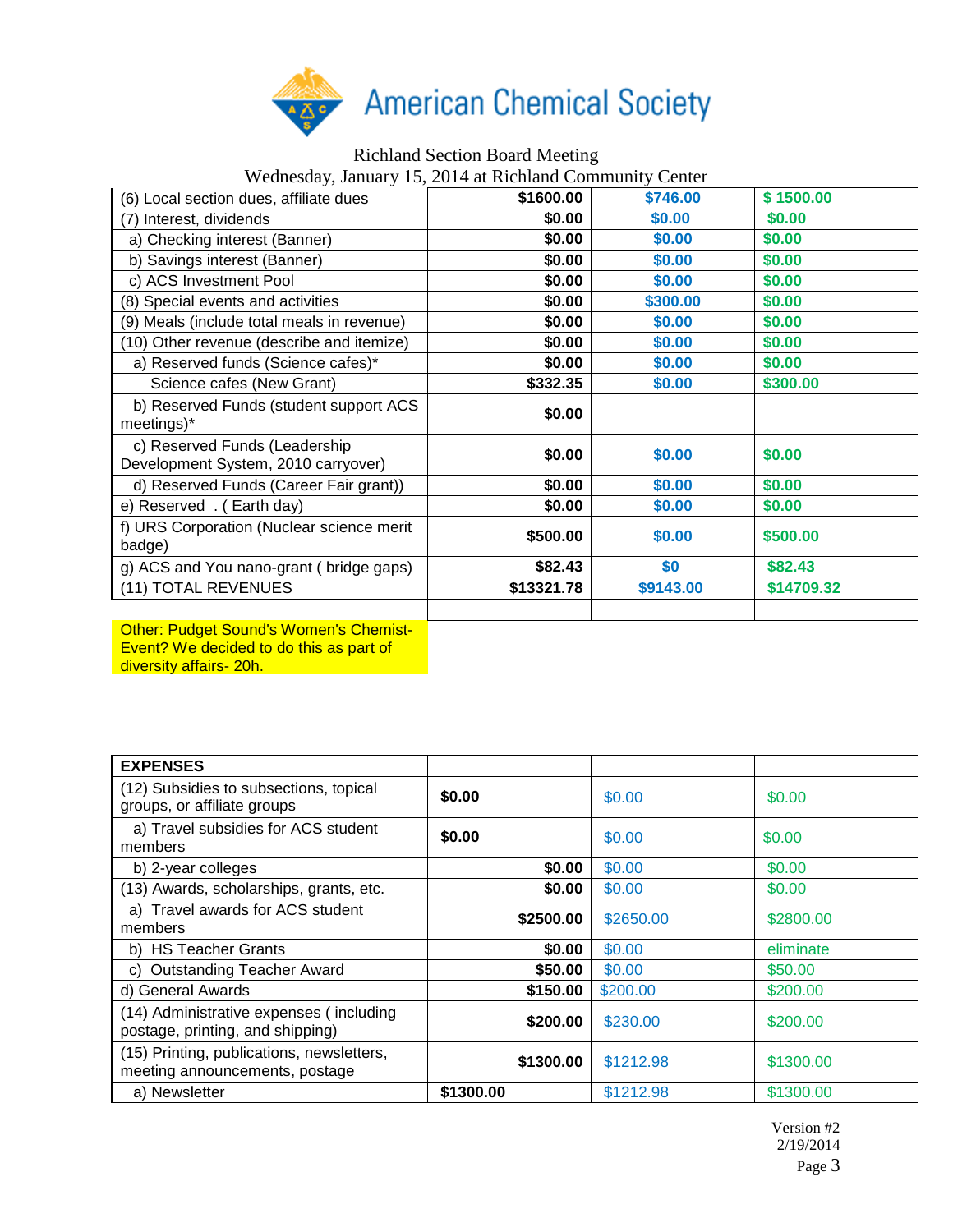American Chemical Society

Richland Section Board Meeting
Wednesday, January 15, 2014 at Richland Community Center

| | | | |
|---|---|---|---|
| (6) Local section dues, affiliate dues | $1600.00 | $746.00 | $ 1500.00 |
| (7) Interest, dividends | $0.00 | $0.00 | $0.00 |
| a) Checking interest (Banner) | $0.00 | $0.00 | $0.00 |
| b) Savings interest (Banner) | $0.00 | $0.00 | $0.00 |
| c) ACS Investment Pool | $0.00 | $0.00 | $0.00 |
| (8) Special events and activities | $0.00 | $300.00 | $0.00 |
| (9) Meals (include total meals in revenue) | $0.00 | $0.00 | $0.00 |
| (10) Other revenue (describe and itemize) | $0.00 | $0.00 | $0.00 |
| a) Reserved funds (Science cafes)* | $0.00 | $0.00 | $0.00 |
| Science cafes (New Grant) | $332.35 | $0.00 | $300.00 |
| b) Reserved Funds (student support ACS meetings)* | $0.00 | | |
| c) Reserved Funds (Leadership Development System, 2010 carryover) | $0.00 | $0.00 | $0.00 |
| d) Reserved Funds (Career Fair grant)) | $0.00 | $0.00 | $0.00 |
| e) Reserved . ( Earth day) | $0.00 | $0.00 | $0.00 |
| f) URS Corporation (Nuclear science merit badge) | $500.00 | $0.00 | $500.00 |
| g) ACS and You nano-grant ( bridge gaps) | $82.43 | $0 | $82.43 |
| (11) TOTAL REVENUES | $13321.78 | $9143.00 | $14709.32 |
| | | | |

Other: Pudget Sound's Women's Chemist- Event? We decided to do this as part of diversity affairs- 20h.

| EXPENSES | | | |
|---|---|---|---|
| (12) Subsidies to subsections, topical groups, or affiliate groups | $0.00 | $0.00 | $0.00 |
| a) Travel subsidies for ACS student members | $0.00 | $0.00 | $0.00 |
| b) 2-year colleges | $0.00 | $0.00 | $0.00 |
| (13) Awards, scholarships, grants, etc. | $0.00 | $0.00 | $0.00 |
| a) Travel awards for ACS student members | $2500.00 | $2650.00 | $2800.00 |
| b) HS Teacher Grants | $0.00 | $0.00 | eliminate |
| c) Outstanding Teacher Award | $50.00 | $0.00 | $50.00 |
| d) General Awards | $150.00 | $200.00 | $200.00 |
| (14) Administrative expenses ( including postage, printing, and shipping) | $200.00 | $230.00 | $200.00 |
| (15) Printing, publications, newsletters, meeting announcements, postage | $1300.00 | $1212.98 | $1300.00 |
| a) Newsletter | $1300.00 | $1212.98 | $1300.00 |

Version #2
2/19/2014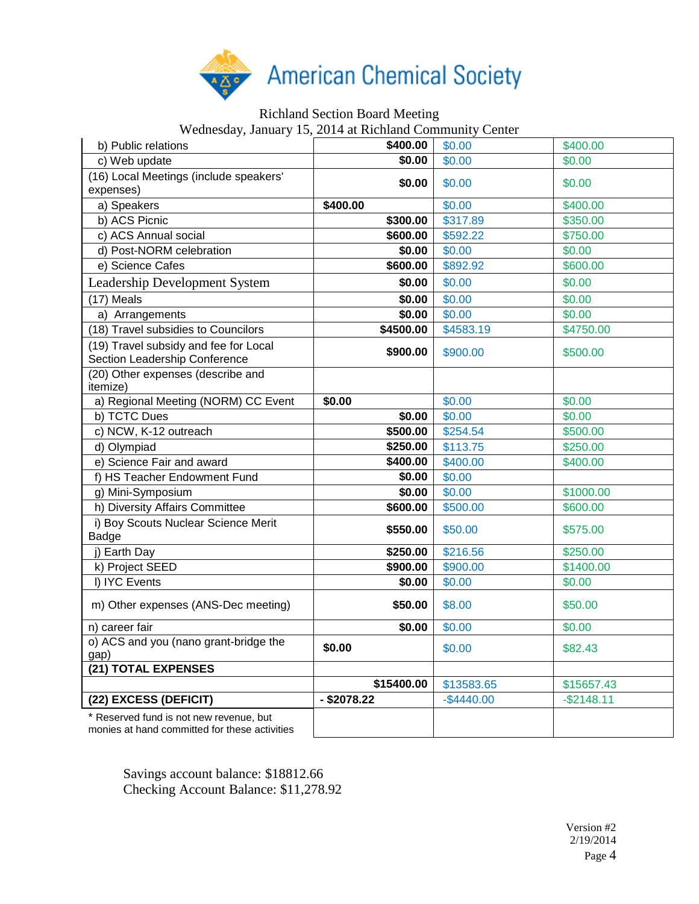American Chemical Society

Richland Section Board Meeting
Wednesday, January 15, 2014 at Richland Community Center

| | | | |
|---|---|---|---|
| b) Public relations | $400.00 | $0.00 | $400.00 |
| c) Web update | $0.00 | $0.00 | $0.00 |
| (16) Local Meetings (include speakers' expenses) | $0.00 | $0.00 | $0.00 |
| a) Speakers | $400.00 | $0.00 | $400.00 |
| b) ACS Picnic | $300.00 | $317.89 | $350.00 |
| c) ACS Annual social | $600.00 | $592.22 | $750.00 |
| d) Post-NORM celebration | $0.00 | $0.00 | $0.00 |
| e) Science Cafes | $600.00 | $892.92 | $600.00 |
| Leadership Development System | $0.00 | $0.00 | $0.00 |
| (17) Meals | $0.00 | $0.00 | $0.00 |
| a) Arrangements | $0.00 | $0.00 | $0.00 |
| (18) Travel subsidies to Councilors | $4500.00 | $4583.19 | $4750.00 |
| (19) Travel subsidy and fee for Local Section Leadership Conference | $900.00 | $900.00 | $500.00 |
| (20) Other expenses (describe and itemize) | | | |
| a) Regional Meeting (NORM) CC Event | $0.00 | $0.00 | $0.00 |
| b) TCTC Dues | $0.00 | $0.00 | $0.00 |
| c) NCW, K-12 outreach | $500.00 | $254.54 | $500.00 |
| d) Olympiad | $250.00 | $113.75 | $250.00 |
| e) Science Fair and award | $400.00 | $400.00 | $400.00 |
| f) HS Teacher Endowment Fund | $0.00 | $0.00 | |
| g) Mini-Symposium | $0.00 | $0.00 | $1000.00 |
| h) Diversity Affairs Committee | $600.00 | $500.00 | $600.00 |
| i) Boy Scouts Nuclear Science Merit Badge | $550.00 | $50.00 | $575.00 |
| j) Earth Day | $250.00 | $216.56 | $250.00 |
| k) Project SEED | $900.00 | $900.00 | $1400.00 |
| l) IYC Events | $0.00 | $0.00 | $0.00 |
| m) Other expenses (ANS-Dec meeting) | $50.00 | $8.00 | $50.00 |
| n) career fair | $0.00 | $0.00 | $0.00 |
| o) ACS and you (nano grant-bridge the gap) | $0.00 | $0.00 | $82.43 |
| **(21) TOTAL EXPENSES** | | | |
| | $15400.00 | $13583.65 | $15657.43 |
| **(22) EXCESS (DEFICIT)** | - $2078.22 | -$4440.00 | -$2148.11 |
| * Reserved fund is not new revenue, but monies at hand committed for these activities | | | |

Savings account balance: $18812.66
Checking Account Balance: $11,278.92

Version #2
2/19/2014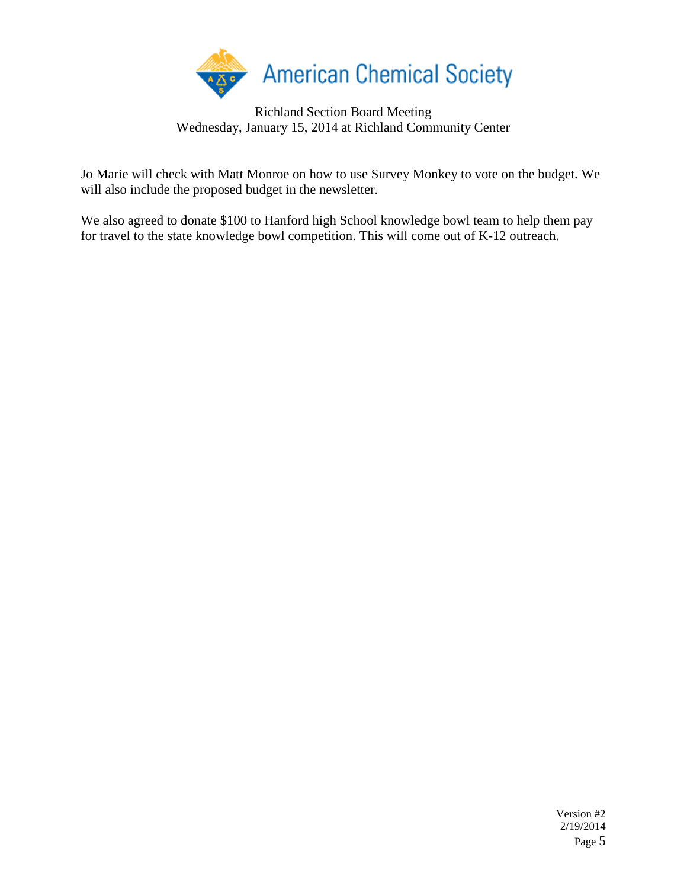Jo Marie will check with Matt Monroe on how to use Survey Monkey to vote on the budget. We will also include the proposed budget in the newsletter.

We also agreed to donate $100 to Hanford high School knowledge bowl team to help them pay for travel to the state knowledge bowl competition. This will come out of K-12 outreach.